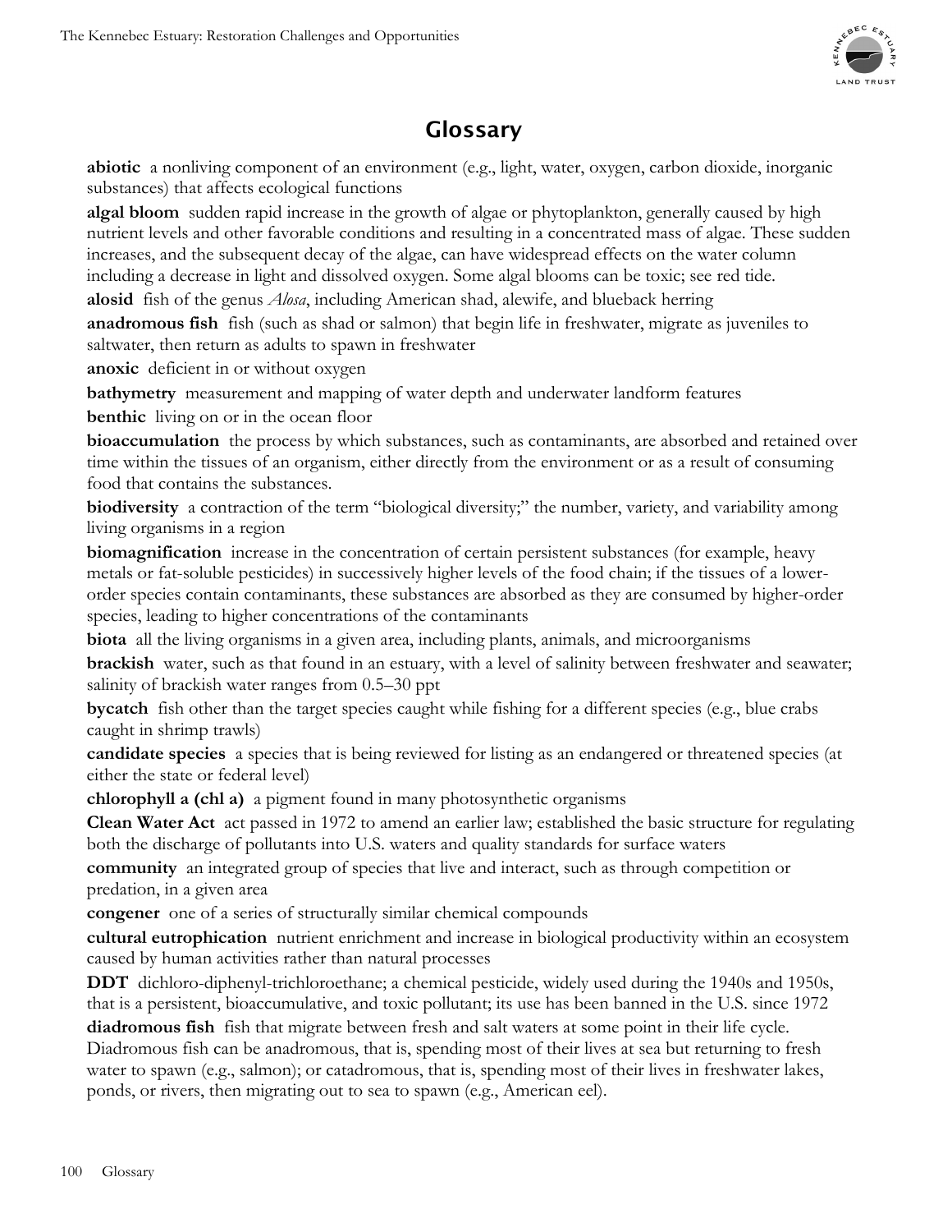## Glossary

**abiotic** a nonliving component of an environment (e.g., light, water, oxygen, carbon dioxide, inorganic substances) that affects ecological functions

**algal bloom** sudden rapid increase in the growth of algae or phytoplankton, generally caused by high nutrient levels and other favorable conditions and resulting in a concentrated mass of algae. These sudden increases, and the subsequent decay of the algae, can have widespread effects on the water column including a decrease in light and dissolved oxygen. Some algal blooms can be toxic; see red tide.

**alosid** fish of the genus *Alosa*, including American shad, alewife, and blueback herring

**anadromous fish** fish (such as shad or salmon) that begin life in freshwater, migrate as juveniles to saltwater, then return as adults to spawn in freshwater

**anoxic** deficient in or without oxygen

**bathymetry** measurement and mapping of water depth and underwater landform features

**benthic** living on or in the ocean floor

**bioaccumulation** the process by which substances, such as contaminants, are absorbed and retained over time within the tissues of an organism, either directly from the environment or as a result of consuming food that contains the substances.

**biodiversity** a contraction of the term "biological diversity;" the number, variety, and variability among living organisms in a region

**biomagnification** increase in the concentration of certain persistent substances (for example, heavy metals or fat-soluble pesticides) in successively higher levels of the food chain; if the tissues of a lower-order species contain contaminants, these substances are absorbed as they are consumed by higher-order species, leading to higher concentrations of the contaminants

**biota** all the living organisms in a given area, including plants, animals, and microorganisms

**brackish** water, such as that found in an estuary, with a level of salinity between freshwater and seawater; salinity of brackish water ranges from 0.5–30 ppt

**bycatch** fish other than the target species caught while fishing for a different species (e.g., blue crabs caught in shrimp trawls)

**candidate species** a species that is being reviewed for listing as an endangered or threatened species (at either the state or federal level)

**chlorophyll a (chl a)** a pigment found in many photosynthetic organisms

**Clean Water Act** act passed in 1972 to amend an earlier law; established the basic structure for regulating both the discharge of pollutants into U.S. waters and quality standards for surface waters

**community** an integrated group of species that live and interact, such as through competition or predation, in a given area

**congener** one of a series of structurally similar chemical compounds

**cultural eutrophication** nutrient enrichment and increase in biological productivity within an ecosystem caused by human activities rather than natural processes

**DDT** dichloro-diphenyl-trichloroethane; a chemical pesticide, widely used during the 1940s and 1950s, that is a persistent, bioaccumulative, and toxic pollutant; its use has been banned in the U.S. since 1972

**diadromous fish** fish that migrate between fresh and salt waters at some point in their life cycle. Diadromous fish can be anadromous, that is, spending most of their lives at sea but returning to fresh water to spawn (e.g., salmon); or catadromous, that is, spending most of their lives in freshwater lakes, ponds, or rivers, then migrating out to sea to spawn (e.g., American eel).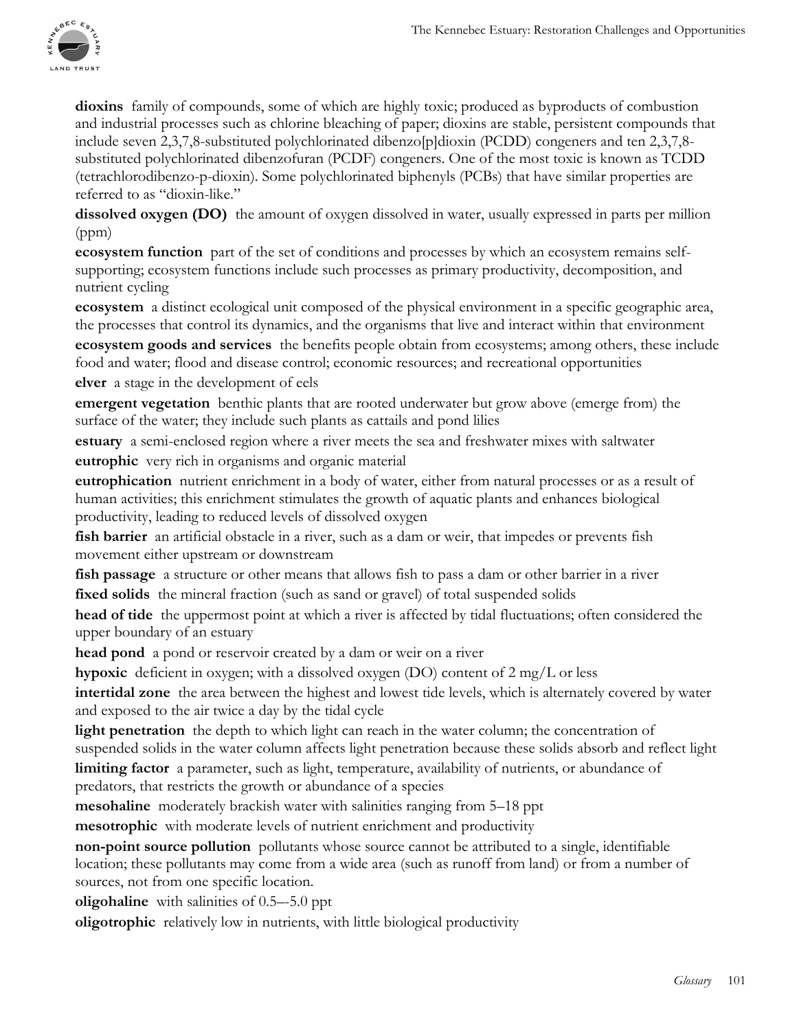**dioxins** family of compounds, some of which are highly toxic; produced as byproducts of combustion and industrial processes such as chlorine bleaching of paper; dioxins are stable, persistent compounds that include seven 2,3,7,8-substituted polychlorinated dibenzo[p]dioxin (PCDD) congeners and ten 2,3,7,8-substituted polychlorinated dibenzofuran (PCDF) congeners. One of the most toxic is known as TCDD (tetrachlorodibenzo-p-dioxin). Some polychlorinated biphenyls (PCBs) that have similar properties are referred to as "dioxin-like."

**dissolved oxygen (DO)** the amount of oxygen dissolved in water, usually expressed in parts per million (ppm)

**ecosystem function** part of the set of conditions and processes by which an ecosystem remains self-supporting; ecosystem functions include such processes as primary productivity, decomposition, and nutrient cycling

**ecosystem** a distinct ecological unit composed of the physical environment in a specific geographic area, the processes that control its dynamics, and the organisms that live and interact within that environment

**ecosystem goods and services** the benefits people obtain from ecosystems; among others, these include food and water; flood and disease control; economic resources; and recreational opportunities

**elver** a stage in the development of eels

**emergent vegetation** benthic plants that are rooted underwater but grow above (emerge from) the surface of the water; they include such plants as cattails and pond lilies

**estuary** a semi-enclosed region where a river meets the sea and freshwater mixes with saltwater

**eutrophic** very rich in organisms and organic material

**eutrophication** nutrient enrichment in a body of water, either from natural processes or as a result of human activities; this enrichment stimulates the growth of aquatic plants and enhances biological productivity, leading to reduced levels of dissolved oxygen

**fish barrier** an artificial obstacle in a river, such as a dam or weir, that impedes or prevents fish movement either upstream or downstream

**fish passage** a structure or other means that allows fish to pass a dam or other barrier in a river

**fixed solids** the mineral fraction (such as sand or gravel) of total suspended solids

**head of tide** the uppermost point at which a river is affected by tidal fluctuations; often considered the upper boundary of an estuary

**head pond** a pond or reservoir created by a dam or weir on a river

**hypoxic** deficient in oxygen; with a dissolved oxygen (DO) content of 2 mg/L or less

**intertidal zone** the area between the highest and lowest tide levels, which is alternately covered by water and exposed to the air twice a day by the tidal cycle

**light penetration** the depth to which light can reach in the water column; the concentration of suspended solids in the water column affects light penetration because these solids absorb and reflect light

**limiting factor** a parameter, such as light, temperature, availability of nutrients, or abundance of predators, that restricts the growth or abundance of a species

**mesohaline** moderately brackish water with salinities ranging from 5–18 ppt

**mesotrophic** with moderate levels of nutrient enrichment and productivity

**non-point source pollution** pollutants whose source cannot be attributed to a single, identifiable location; these pollutants may come from a wide area (such as runoff from land) or from a number of sources, not from one specific location.

**oligohaline** with salinities of 0.5–-5.0 ppt

**oligotrophic** relatively low in nutrients, with little biological productivity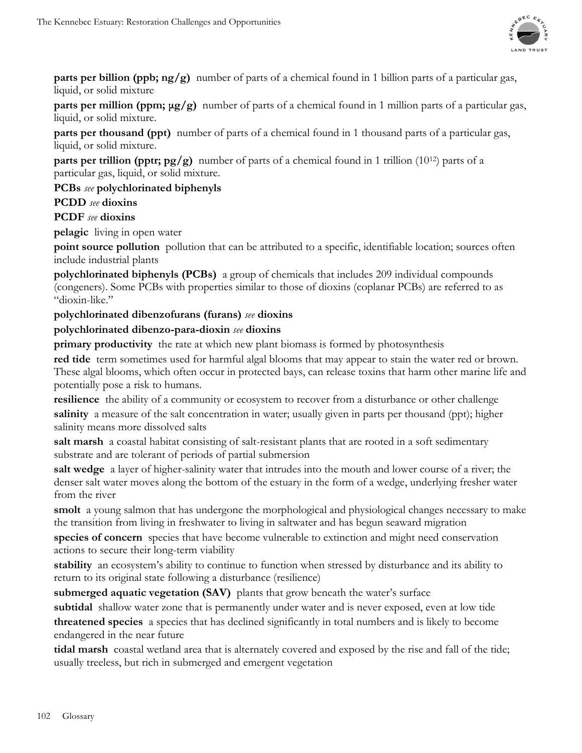**parts per billion (ppb; ng/g)** number of parts of a chemical found in 1 billion parts of a particular gas, liquid, or solid mixture

**parts per million (ppm; μg/g)** number of parts of a chemical found in 1 million parts of a particular gas, liquid, or solid mixture.

**parts per thousand (ppt)** number of parts of a chemical found in 1 thousand parts of a particular gas, liquid, or solid mixture.

**parts per trillion (pptr; pg/g)** number of parts of a chemical found in 1 trillion ($10^{12}$) parts of a particular gas, liquid, or solid mixture.

**PCBs** *see* **polychlorinated biphenyls**

**PCDD** *see* **dioxins**

**PCDF** *see* **dioxins**

**pelagic** living in open water

**point source pollution** pollution that can be attributed to a specific, identifiable location; sources often include industrial plants

**polychlorinated biphenyls (PCBs)** a group of chemicals that includes 209 individual compounds (congeners). Some PCBs with properties similar to those of dioxins (coplanar PCBs) are referred to as "dioxin-like."

**polychlorinated dibenzofurans (furans)** *see* **dioxins**

**polychlorinated dibenzo-para-dioxin** *see* **dioxins**

**primary productivity** the rate at which new plant biomass is formed by photosynthesis

**red tide** term sometimes used for harmful algal blooms that may appear to stain the water red or brown. These algal blooms, which often occur in protected bays, can release toxins that harm other marine life and potentially pose a risk to humans.

**resilience** the ability of a community or ecosystem to recover from a disturbance or other challenge

**salinity** a measure of the salt concentration in water; usually given in parts per thousand (ppt); higher salinity means more dissolved salts

**salt marsh** a coastal habitat consisting of salt-resistant plants that are rooted in a soft sedimentary substrate and are tolerant of periods of partial submersion

**salt wedge** a layer of higher-salinity water that intrudes into the mouth and lower course of a river; the denser salt water moves along the bottom of the estuary in the form of a wedge, underlying fresher water from the river

**smolt** a young salmon that has undergone the morphological and physiological changes necessary to make the transition from living in freshwater to living in saltwater and has begun seaward migration

**species of concern** species that have become vulnerable to extinction and might need conservation actions to secure their long-term viability

**stability** an ecosystem's ability to continue to function when stressed by disturbance and its ability to return to its original state following a disturbance (resilience)

**submerged aquatic vegetation (SAV)** plants that grow beneath the water's surface

**subtidal** shallow water zone that is permanently under water and is never exposed, even at low tide

**threatened species** a species that has declined significantly in total numbers and is likely to become endangered in the near future

**tidal marsh** coastal wetland area that is alternately covered and exposed by the rise and fall of the tide; usually treeless, but rich in submerged and emergent vegetation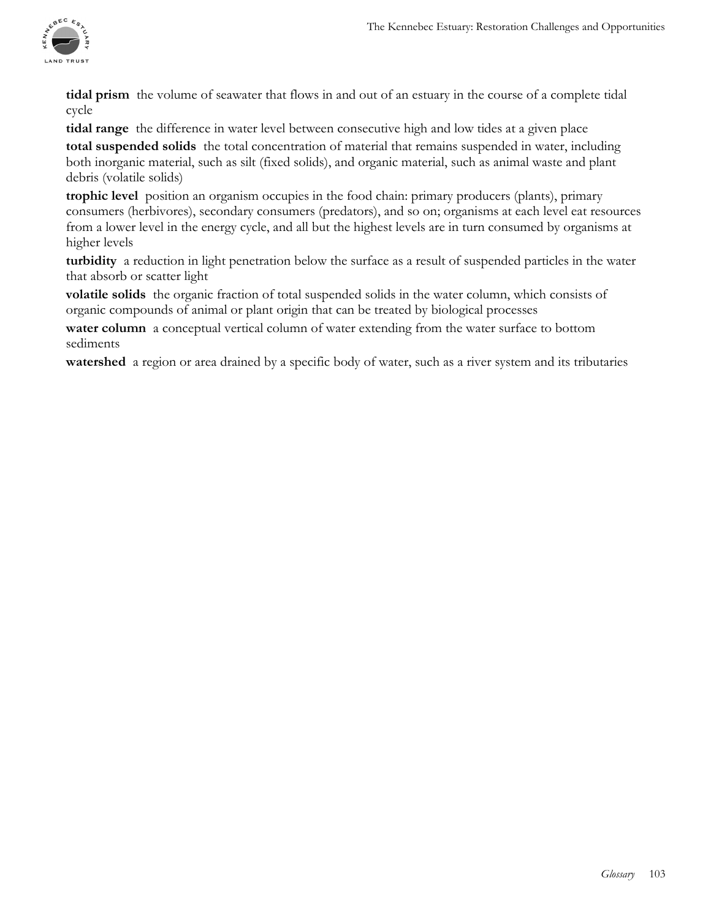**tidal prism** the volume of seawater that flows in and out of an estuary in the course of a complete tidal cycle

**tidal range** the difference in water level between consecutive high and low tides at a given place

**total suspended solids** the total concentration of material that remains suspended in water, including both inorganic material, such as silt (fixed solids), and organic material, such as animal waste and plant debris (volatile solids)

**trophic level** position an organism occupies in the food chain: primary producers (plants), primary consumers (herbivores), secondary consumers (predators), and so on; organisms at each level eat resources from a lower level in the energy cycle, and all but the highest levels are in turn consumed by organisms at higher levels

**turbidity** a reduction in light penetration below the surface as a result of suspended particles in the water that absorb or scatter light

**volatile solids** the organic fraction of total suspended solids in the water column, which consists of organic compounds of animal or plant origin that can be treated by biological processes

**water column** a conceptual vertical column of water extending from the water surface to bottom sediments

**watershed** a region or area drained by a specific body of water, such as a river system and its tributaries